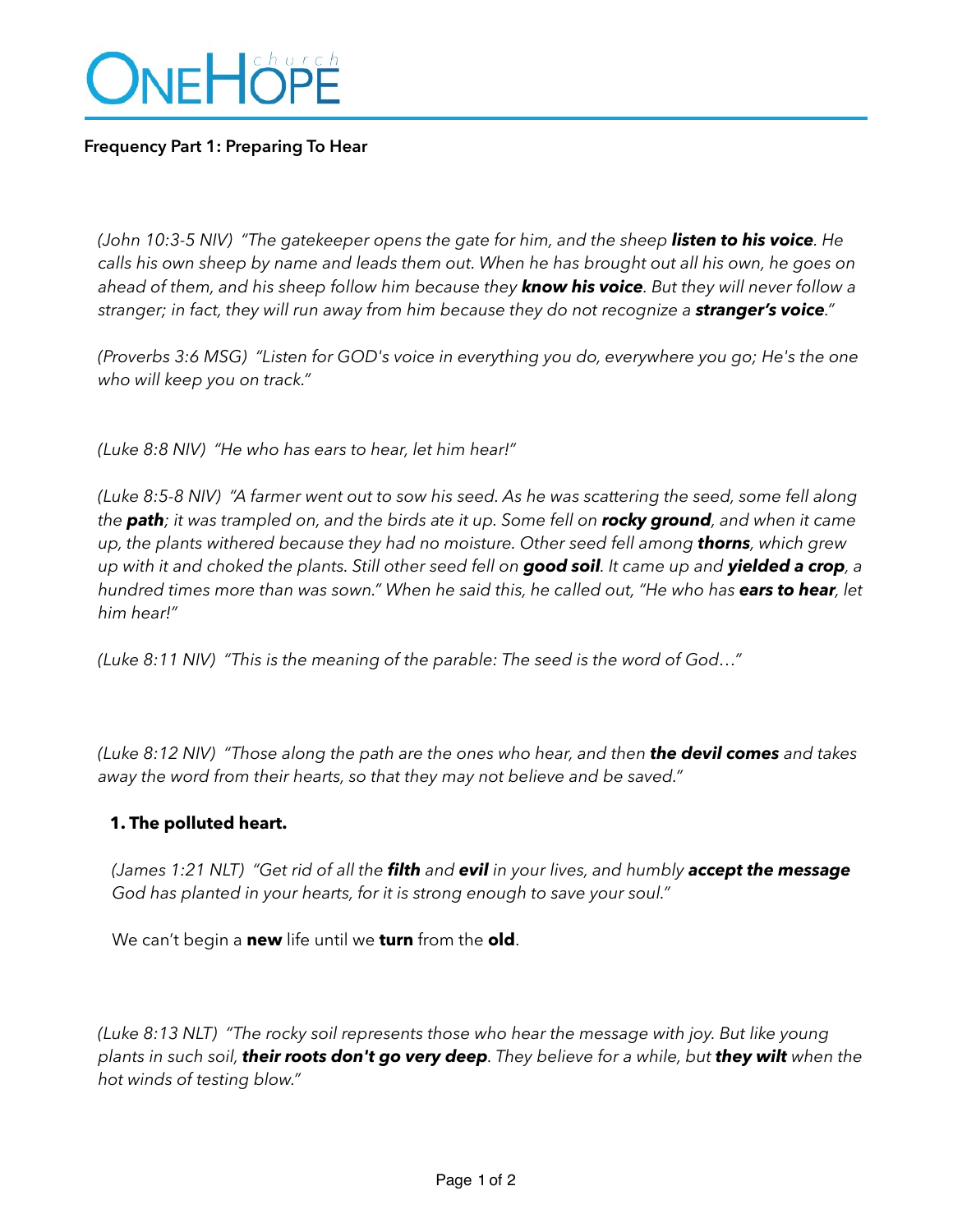# ONEHOPE church

**Frequency Part 1: Preparing To Hear**

*(John 10:3-5 NIV) "The gatekeeper opens the gate for him, and the sheep* ***listen to his voice****. He calls his own sheep by name and leads them out. When he has brought out all his own, he goes on ahead of them, and his sheep follow him because they* ***know his voice****. But they will never follow a stranger; in fact, they will run away from him because they do not recognize a* ***stranger's voice****."*

*(Proverbs 3:6 MSG) "Listen for GOD's voice in everything you do, everywhere you go; He's the one who will keep you on track."*

*(Luke 8:8 NIV) "He who has ears to hear, let him hear!"*

*(Luke 8:5-8 NIV) "A farmer went out to sow his seed. As he was scattering the seed, some fell along the* ***path****; it was trampled on, and the birds ate it up. Some fell on* ***rocky ground****, and when it came up, the plants withered because they had no moisture. Other seed fell among* ***thorns****, which grew up with it and choked the plants. Still other seed fell on* ***good soil****. It came up and* ***yielded a crop****, a hundred times more than was sown." When he said this, he called out, "He who has* ***ears to hear****, let him hear!"*

*(Luke 8:11 NIV) "This is the meaning of the parable: The seed is the word of God…"*

*(Luke 8:12 NIV) "Those along the path are the ones who hear, and then* ***the devil comes*** *and takes away the word from their hearts, so that they may not believe and be saved."*

1. **The polluted heart.**

   *(James 1:21 NLT) "Get rid of all the* ***filth*** *and* ***evil*** *in your lives, and humbly* ***accept the message*** *God has planted in your hearts, for it is strong enough to save your soul."*

   We can't begin a **new** life until we **turn** from the **old**.

*(Luke 8:13 NLT) "The rocky soil represents those who hear the message with joy. But like young plants in such soil,* ***their roots don't go very deep****. They believe for a while, but* ***they wilt*** *when the hot winds of testing blow."*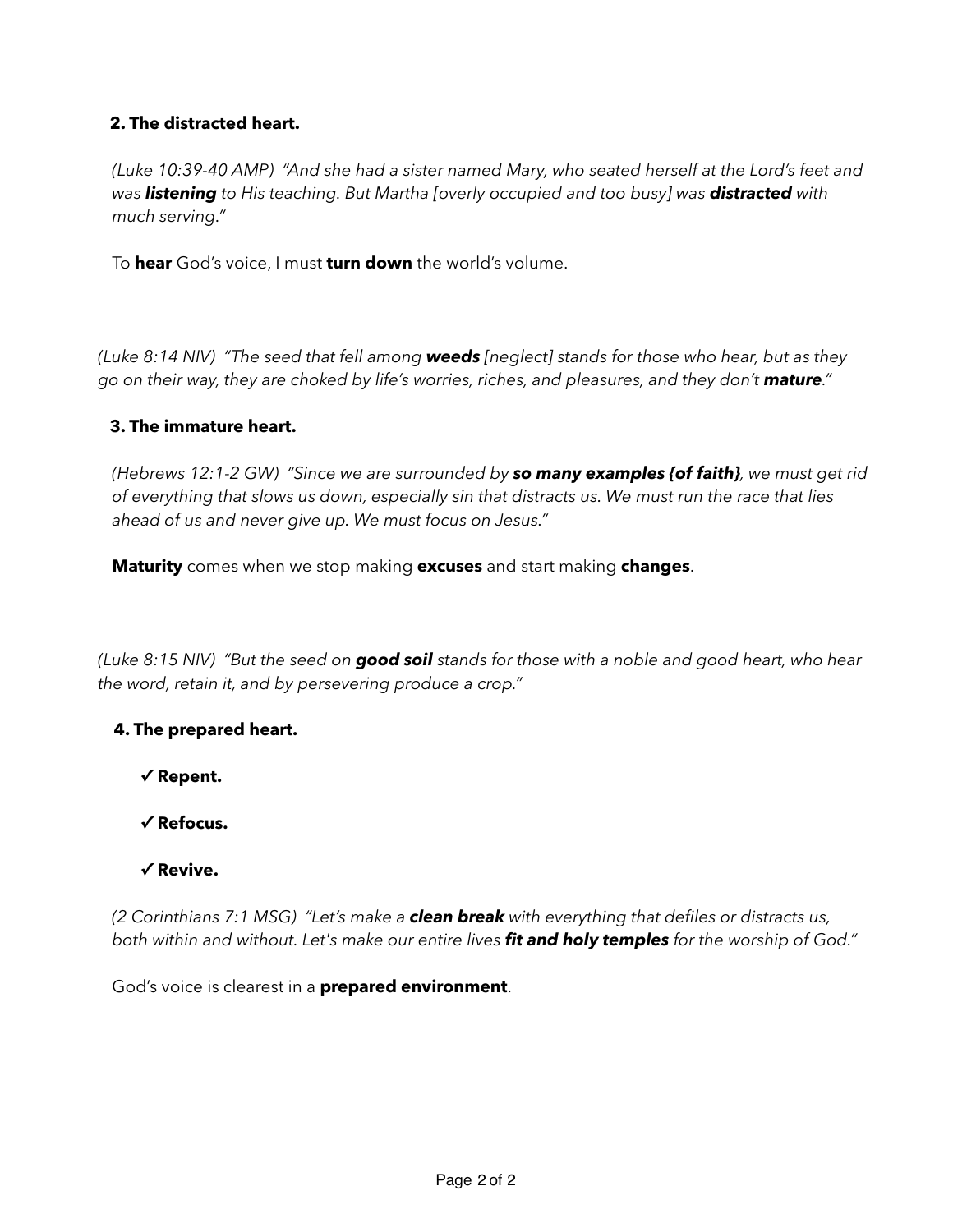**2. The distracted heart.**

*(Luke 10:39-40 AMP) "And she had a sister named Mary, who seated herself at the Lord's feet and was **listening** to His teaching. But Martha [overly occupied and too busy] was **distracted** with much serving."*

To **hear** God's voice, I must **turn down** the world's volume.

*(Luke 8:14 NIV) "The seed that fell among **weeds** [neglect] stands for those who hear, but as they go on their way, they are choked by life's worries, riches, and pleasures, and they don't **mature**."*

**3. The immature heart.**

*(Hebrews 12:1-2 GW) "Since we are surrounded by **so many examples {of faith}**, we must get rid of everything that slows us down, especially sin that distracts us. We must run the race that lies ahead of us and never give up. We must focus on Jesus."*

**Maturity** comes when we stop making **excuses** and start making **changes**.

*(Luke 8:15 NIV) "But the seed on **good soil** stands for those with a noble and good heart, who hear the word, retain it, and by persevering produce a crop."*

**4. The prepared heart.**

✓ **Repent.**

✓ **Refocus.**

✓ **Revive.**

*(2 Corinthians 7:1 MSG) "Let's make a **clean break** with everything that defiles or distracts us, both within and without. Let's make our entire lives **fit and holy temples** for the worship of God."*

God's voice is clearest in a **prepared environment**.